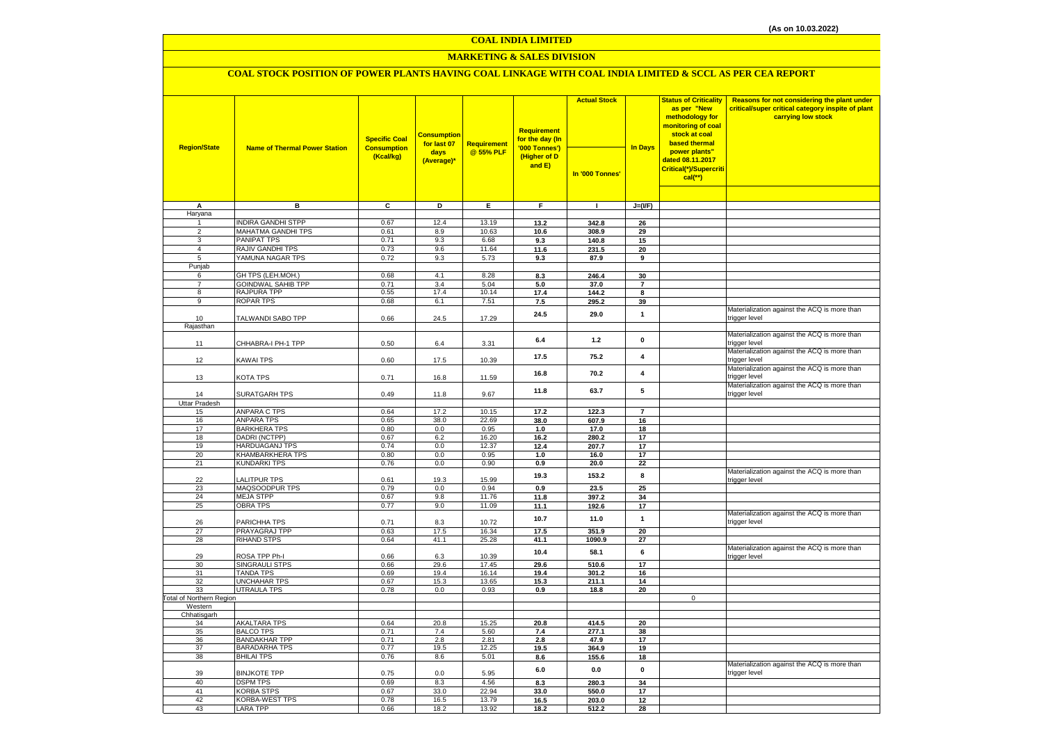(As on 10.03.2022)

# COAL INDIA LIMITED

## MARKETING & SALES DIVISION

### COAL STOCK POSITION OF POWER PLANTS HAVING COAL LINKAGE WITH COAL INDIA LIMITED & SCCL AS PER CEA REPORT

| Region/State | Name of Thermal Power Station | Specific Coal Consumption (Kcal/kg) | Consumption for last 07 days (Average)* | Requirement @ 55% PLF | Requirement for the day (In '000 Tonnes') (Higher of D and E) | Actual Stock In '000 Tonnes' | In Days | Status of Criticality as per "New methodology for monitoring of coal stock at coal based thermal power plants" dated 08.11.2017 Critical(*)/Supercritical(**) | Reasons for not considering the plant under critical/super critical category inspite of plant carrying low stock |
|---|---|---|---|---|---|---|---|---|---|
| A | B | C | D | E | F | I | J=(I/F) | | |
| Haryana | | | | | | | | | |
| 1 | INDIRA GANDHI STPP | 0.67 | 12.4 | 13.19 | 13.2 | 342.8 | 26 | | |
| 2 | MAHATMA GANDHI TPS | 0.61 | 8.9 | 10.63 | 10.6 | 308.9 | 29 | | |
| 3 | PANIPAT TPS | 0.71 | 9.3 | 6.68 | 9.3 | 140.8 | 15 | | |
| 4 | RAJIV GANDHI TPS | 0.73 | 9.6 | 11.64 | 11.6 | 231.5 | 20 | | |
| 5 | YAMUNA NAGAR TPS | 0.72 | 9.3 | 5.73 | 9.3 | 87.9 | 9 | | |
| Punjab | | | | | | | | | |
| 6 | GH TPS (LEH.MOH.) | 0.68 | 4.1 | 8.28 | 8.3 | 246.4 | 30 | | |
| 7 | GOINDWAL SAHIB TPP | 0.71 | 3.4 | 5.04 | 5.0 | 37.0 | 7 | | |
| 8 | RAJPURA TPP | 0.55 | 17.4 | 10.14 | 17.4 | 144.2 | 8 | | |
| 9 | ROPAR TPS | 0.68 | 6.1 | 7.51 | 7.5 | 295.2 | 39 | | |
| 10 | TALWANDI SABO TPP | 0.66 | 24.5 | 17.29 | 24.5 | 29.0 | 1 | | Materialization against the ACQ is more than trigger level |
| Rajasthan | | | | | | | | | |
| 11 | CHHABRA-I PH-1 TPP | 0.50 | 6.4 | 3.31 | 6.4 | 1.2 | 0 | | Materialization against the ACQ is more than trigger level |
| 12 | KAWAI TPS | 0.60 | 17.5 | 10.39 | 17.5 | 75.2 | 4 | | Materialization against the ACQ is more than trigger level |
| 13 | KOTA TPS | 0.71 | 16.8 | 11.59 | 16.8 | 70.2 | 4 | | Materialization against the ACQ is more than trigger level |
| 14 | SURATGARH TPS | 0.49 | 11.8 | 9.67 | 11.8 | 63.7 | 5 | | Materialization against the ACQ is more than trigger level |
| Uttar Pradesh | | | | | | | | | |
| 15 | ANPARA C TPS | 0.64 | 17.2 | 10.15 | 17.2 | 122.3 | 7 | | |
| 16 | ANPARA TPS | 0.65 | 38.0 | 22.69 | 38.0 | 607.9 | 16 | | |
| 17 | BARKHERA TPS | 0.80 | 0.0 | 0.95 | 1.0 | 17.0 | 18 | | |
| 18 | DADRI (NCTPP) | 0.67 | 6.2 | 16.20 | 16.2 | 280.2 | 17 | | |
| 19 | HARDUAGANJ TPS | 0.74 | 0.0 | 12.37 | 12.4 | 207.7 | 17 | | |
| 20 | KHAMBARKHERA TPS | 0.80 | 0.0 | 0.95 | 1.0 | 16.0 | 17 | | |
| 21 | KUNDARKI TPS | 0.76 | 0.0 | 0.90 | 0.9 | 20.0 | 22 | | |
| 22 | LALITPUR TPS | 0.61 | 19.3 | 15.99 | 19.3 | 153.2 | 8 | | Materialization against the ACQ is more than trigger level |
| 23 | MAQSOODPUR TPS | 0.79 | 0.0 | 0.94 | 0.9 | 23.5 | 25 | | |
| 24 | MEJA STPP | 0.67 | 9.8 | 11.76 | 11.8 | 397.2 | 34 | | |
| 25 | OBRA TPS | 0.77 | 9.0 | 11.09 | 11.1 | 192.6 | 17 | | |
| 26 | PARICHHA TPS | 0.71 | 8.3 | 10.72 | 10.7 | 11.0 | 1 | | Materialization against the ACQ is more than trigger level |
| 27 | PRAYAGRAJ TPP | 0.63 | 17.5 | 16.34 | 17.5 | 351.9 | 20 | | |
| 28 | RIHAND STPS | 0.64 | 41.1 | 25.28 | 41.1 | 1090.9 | 27 | | |
| 29 | ROSA TPP Ph-I | 0.66 | 6.3 | 10.39 | 10.4 | 58.1 | 6 | | Materialization against the ACQ is more than trigger level |
| 30 | SINGRAULI STPS | 0.66 | 29.6 | 17.45 | 29.6 | 510.6 | 17 | | |
| 31 | TANDA TPS | 0.69 | 19.4 | 16.14 | 19.4 | 301.2 | 16 | | |
| 32 | UNCHAHAR TPS | 0.67 | 15.3 | 13.65 | 15.3 | 211.1 | 14 | | |
| 33 | UTRAULA TPS | 0.78 | 0.0 | 0.93 | 0.9 | 18.8 | 20 | | |
| Total of Northern Region | | | | | | | | 0 | |
| Western | | | | | | | | | |
| Chhatisgarh | | | | | | | | | |
| 34 | AKALTARA TPS | 0.64 | 20.8 | 15.25 | 20.8 | 414.5 | 20 | | |
| 35 | BALCO TPS | 0.71 | 7.4 | 5.60 | 7.4 | 277.1 | 38 | | |
| 36 | BANDAKHAR TPP | 0.71 | 2.8 | 2.81 | 2.8 | 47.9 | 17 | | |
| 37 | BARADARHA TPS | 0.77 | 19.5 | 12.25 | 19.5 | 364.9 | 19 | | |
| 38 | BHILAI TPS | 0.76 | 8.6 | 5.01 | 8.6 | 155.6 | 18 | | |
| 39 | BINJKOTE TPP | 0.75 | 0.0 | 5.95 | 6.0 | 0.0 | 0 | | Materialization against the ACQ is more than trigger level |
| 40 | DSPM TPS | 0.69 | 8.3 | 4.56 | 8.3 | 280.3 | 34 | | |
| 41 | KORBA STPS | 0.67 | 33.0 | 22.94 | 33.0 | 550.0 | 17 | | |
| 42 | KORBA-WEST TPS | 0.78 | 16.5 | 13.79 | 16.5 | 203.0 | 12 | | |
| 43 | LARA TPP | 0.66 | 18.2 | 13.92 | 18.2 | 512.2 | 28 | | |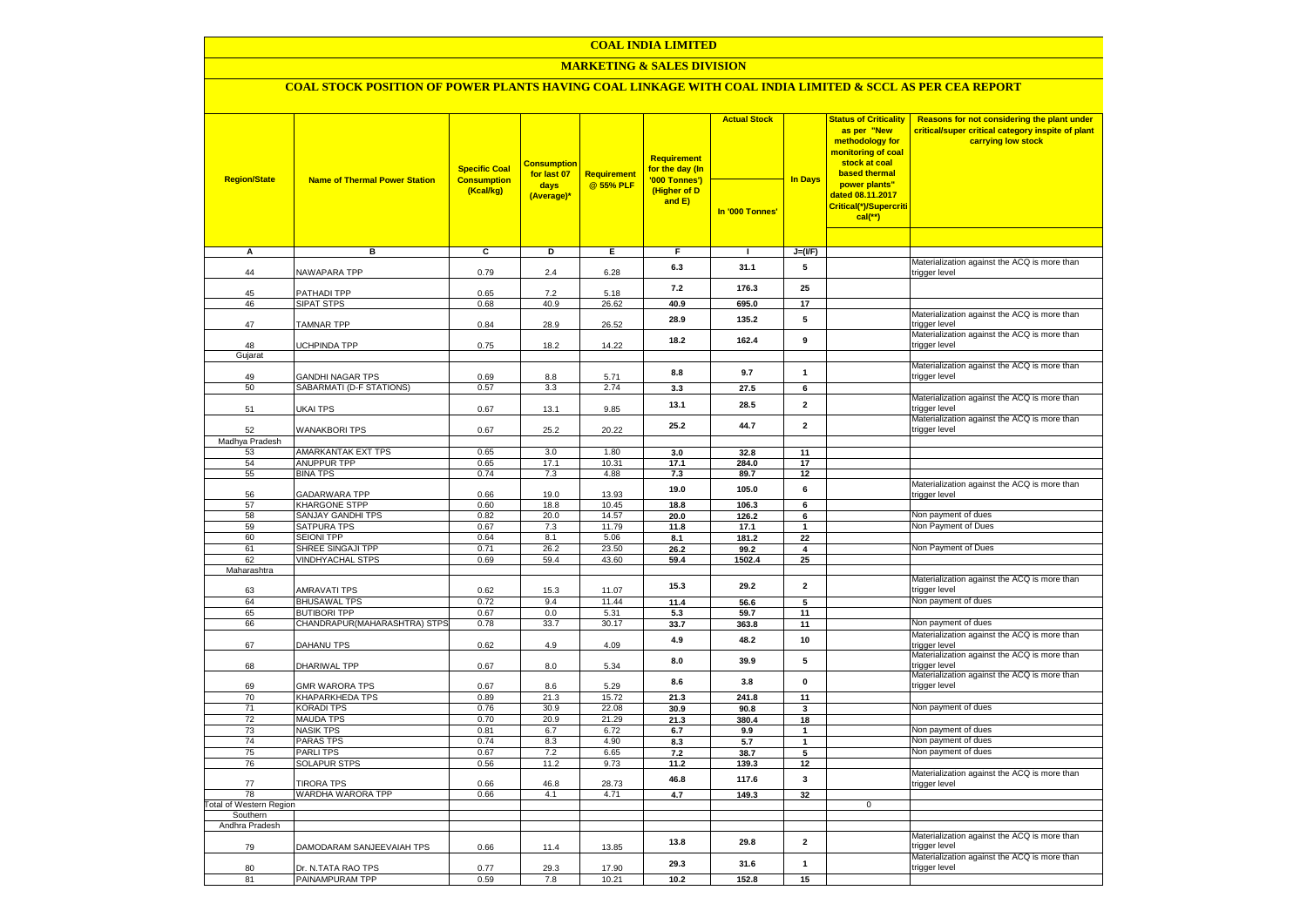# COAL INDIA LIMITED

## MARKETING & SALES DIVISION

### COAL STOCK POSITION OF POWER PLANTS HAVING COAL LINKAGE WITH COAL INDIA LIMITED & SCCL AS PER CEA REPORT

| Region/State | Name of Thermal Power Station | Specific Coal Consumption (Kcal/kg) | Consumption for last 07 days (Average)* | Requirement @ 55% PLF | Requirement for the day (In '000 Tonnes') (Higher of D and E) | Actual Stock In '000 Tonnes' | In Days | Status of Criticality as per "New methodology for monitoring of coal stock at coal based thermal power plants" dated 08.11.2017 Critical(*)/Supercritical(**) | Reasons for not considering the plant under critical/super critical category inspite of plant carrying low stock |
|---|---|---|---|---|---|---|---|---|---|
| A | B | C | D | E | F | I | J=(I/F) | | |
| 44 | NAWAPARA TPP | 0.79 | 2.4 | 6.28 | 6.3 | 31.1 | 5 | | Materialization against the ACQ is more than trigger level |
| 45 | PATHADI TPP | 0.65 | 7.2 | 5.18 | 7.2 | 176.3 | 25 | | |
| 46 | SIPAT STPS | 0.68 | 40.9 | 26.62 | 40.9 | 695.0 | 17 | | |
| 47 | TAMNAR TPP | 0.84 | 28.9 | 26.52 | 28.9 | 135.2 | 5 | | Materialization against the ACQ is more than trigger level |
| 48 | UCHPINDA TPP | 0.75 | 18.2 | 14.22 | 18.2 | 162.4 | 9 | | Materialization against the ACQ is more than trigger level |
| Gujarat | | | | | | | | | |
| 49 | GANDHI NAGAR TPS | 0.69 | 8.8 | 5.71 | 8.8 | 9.7 | 1 | | Materialization against the ACQ is more than trigger level |
| 50 | SABARMATI (D-F STATIONS) | 0.57 | 3.3 | 2.74 | 3.3 | 27.5 | 6 | | |
| 51 | UKAI TPS | 0.67 | 13.1 | 9.85 | 13.1 | 28.5 | 2 | | Materialization against the ACQ is more than trigger level |
| 52 | WANAKBORI TPS | 0.67 | 25.2 | 20.22 | 25.2 | 44.7 | 2 | | Materialization against the ACQ is more than trigger level |
| Madhya Pradesh | | | | | | | | | |
| 53 | AMARKANTAK EXT TPS | 0.65 | 3.0 | 1.80 | 3.0 | 32.8 | 11 | | |
| 54 | ANUPPUR TPP | 0.65 | 17.1 | 10.31 | 17.1 | 284.0 | 17 | | |
| 55 | BINA TPS | 0.74 | 7.3 | 4.88 | 7.3 | 89.7 | 12 | | |
| 56 | GADARWARA TPP | 0.66 | 19.0 | 13.93 | 19.0 | 105.0 | 6 | | Materialization against the ACQ is more than trigger level |
| 57 | KHARGONE STPP | 0.60 | 18.8 | 10.45 | 18.8 | 106.3 | 6 | | |
| 58 | SANJAY GANDHI TPS | 0.82 | 20.0 | 14.57 | 20.0 | 126.2 | 6 | | Non payment of dues |
| 59 | SATPURA TPS | 0.67 | 7.3 | 11.79 | 11.8 | 17.1 | 1 | | Non Payment of Dues |
| 60 | SEIONI TPP | 0.64 | 8.1 | 5.06 | 8.1 | 181.2 | 22 | | |
| 61 | SHREE SINGAJI TPP | 0.71 | 26.2 | 23.50 | 26.2 | 99.2 | 4 | | Non Payment of Dues |
| 62 | VINDHYACHAL STPS | 0.69 | 59.4 | 43.60 | 59.4 | 1502.4 | 25 | | |
| Maharashtra | | | | | | | | | |
| 63 | AMRAVATI TPS | 0.62 | 15.3 | 11.07 | 15.3 | 29.2 | 2 | | Materialization against the ACQ is more than trigger level |
| 64 | BHUSAWAL TPS | 0.72 | 9.4 | 11.44 | 11.4 | 56.6 | 5 | | Non payment of dues |
| 65 | BUTIBORI TPP | 0.67 | 0.0 | 5.31 | 5.3 | 59.7 | 11 | | |
| 66 | CHANDRAPUR(MAHARASHTRA) STPS | 0.78 | 33.7 | 30.17 | 33.7 | 363.8 | 11 | | Non payment of dues |
| 67 | DAHANU TPS | 0.62 | 4.9 | 4.09 | 4.9 | 48.2 | 10 | | Materialization against the ACQ is more than trigger level |
| 68 | DHARIWAL TPP | 0.67 | 8.0 | 5.34 | 8.0 | 39.9 | 5 | | Materialization against the ACQ is more than trigger level |
| 69 | GMR WARORA TPS | 0.67 | 8.6 | 5.29 | 8.6 | 3.8 | 0 | | Materialization against the ACQ is more than trigger level |
| 70 | KHAPARKHEDA TPS | 0.89 | 21.3 | 15.72 | 21.3 | 241.8 | 11 | | |
| 71 | KORADI TPS | 0.76 | 30.9 | 22.08 | 30.9 | 90.8 | 3 | | Non payment of dues |
| 72 | MAUDA TPS | 0.70 | 20.9 | 21.29 | 21.3 | 380.4 | 18 | | |
| 73 | NASIK TPS | 0.81 | 6.7 | 6.72 | 6.7 | 9.9 | 1 | | Non payment of dues |
| 74 | PARAS TPS | 0.74 | 8.3 | 4.90 | 8.3 | 5.7 | 1 | | Non payment of dues |
| 75 | PARLI TPS | 0.67 | 7.2 | 6.65 | 7.2 | 38.7 | 5 | | Non payment of dues |
| 76 | SOLAPUR STPS | 0.56 | 11.2 | 9.73 | 11.2 | 139.3 | 12 | | |
| 77 | TIRORA TPS | 0.66 | 46.8 | 28.73 | 46.8 | 117.6 | 3 | | Materialization against the ACQ is more than trigger level |
| 78 | WARDHA WARORA TPP | 0.66 | 4.1 | 4.71 | 4.7 | 149.3 | 32 | | |
| Total of Western Region | | | | | | | | 0 | |
| Southern | | | | | | | | | |
| Andhra Pradesh | | | | | | | | | |
| 79 | DAMODARAM SANJEEVAIAH TPS | 0.66 | 11.4 | 13.85 | 13.8 | 29.8 | 2 | | Materialization against the ACQ is more than trigger level |
| 80 | Dr. N.TATA RAO TPS | 0.77 | 29.3 | 17.90 | 29.3 | 31.6 | 1 | | Materialization against the ACQ is more than trigger level |
| 81 | PAINAMPURAM TPP | 0.59 | 7.8 | 10.21 | 10.2 | 152.8 | 15 | | |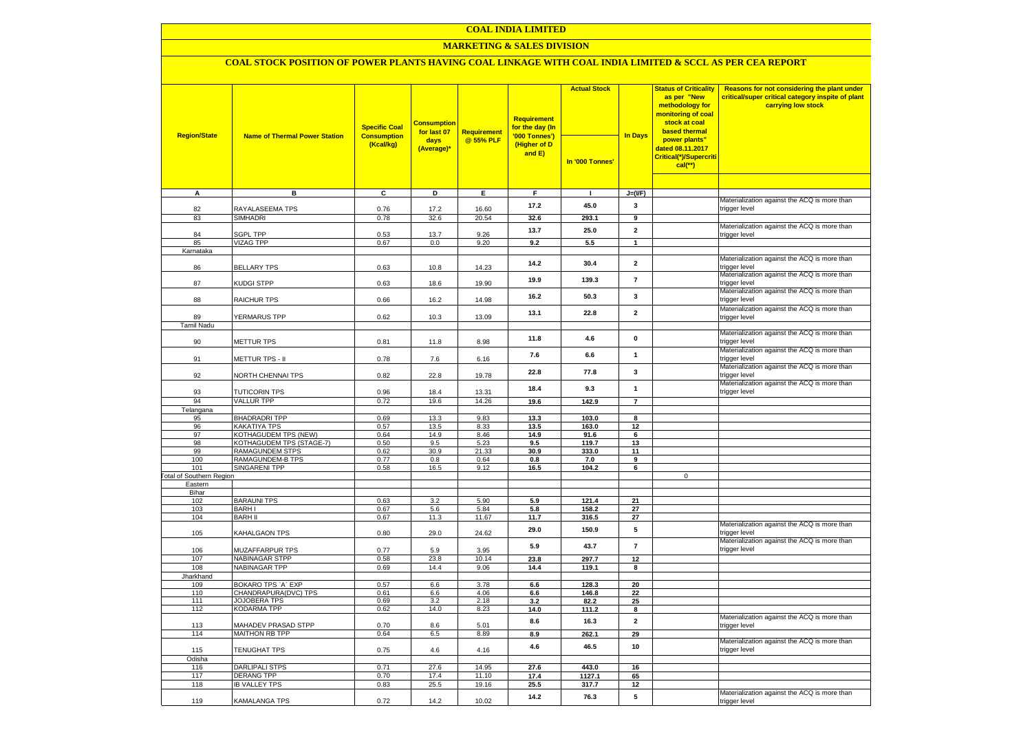# COAL INDIA LIMITED

## MARKETING & SALES DIVISION

### COAL STOCK POSITION OF POWER PLANTS HAVING COAL LINKAGE WITH COAL INDIA LIMITED & SCCL AS PER CEA REPORT

| Region/State | Name of Thermal Power Station | Specific Coal Consumption (Kcal/kg) | Consumption for last 07 days (Average)* | Requirement @ 55% PLF | Requirement for the day (In '000 Tonnes') (Higher of D and E) | Actual Stock In '000 Tonnes' | In Days | Status of Criticality as per "New methodology for monitoring of coal stock at coal based thermal power plants" dated 08.11.2017 Critical(*)/Supercritical(**) | Reasons for not considering the plant under critical/super critical category inspite of plant carrying low stock |
|---|---|---|---|---|---|---|---|---|---|
| A | B | C | D | E | F | I | J=(I/F) | | |
| 82 | RAYALASEEMA TPS | 0.76 | 17.2 | 16.60 | 17.2 | 45.0 | 3 | | Materialization against the ACQ is more than trigger level |
| 83 | SIMHADRI | 0.78 | 32.6 | 20.54 | 32.6 | 293.1 | 9 | | |
| 84 | SGPL TPP | 0.53 | 13.7 | 9.26 | 13.7 | 25.0 | 2 | | Materialization against the ACQ is more than trigger level |
| 85 | VIZAG TPP | 0.67 | 0.0 | 9.20 | 9.2 | 5.5 | 1 | | |
| Karnataka | | | | | | | | | |
| 86 | BELLARY TPS | 0.63 | 10.8 | 14.23 | 14.2 | 30.4 | 2 | | Materialization against the ACQ is more than trigger level |
| 87 | KUDGI STPP | 0.63 | 18.6 | 19.90 | 19.9 | 139.3 | 7 | | Materialization against the ACQ is more than trigger level |
| 88 | RAICHUR TPS | 0.66 | 16.2 | 14.98 | 16.2 | 50.3 | 3 | | Materialization against the ACQ is more than trigger level |
| 89 | YERMARUS TPP | 0.62 | 10.3 | 13.09 | 13.1 | 22.8 | 2 | | Materialization against the ACQ is more than trigger level |
| Tamil Nadu | | | | | | | | | |
| 90 | METTUR TPS | 0.81 | 11.8 | 8.98 | 11.8 | 4.6 | 0 | | Materialization against the ACQ is more than trigger level |
| 91 | METTUR TPS - II | 0.78 | 7.6 | 6.16 | 7.6 | 6.6 | 1 | | Materialization against the ACQ is more than trigger level |
| 92 | NORTH CHENNAI TPS | 0.82 | 22.8 | 19.78 | 22.8 | 77.8 | 3 | | Materialization against the ACQ is more than trigger level |
| 93 | TUTICORIN TPS | 0.96 | 18.4 | 13.31 | 18.4 | 9.3 | 1 | | Materialization against the ACQ is more than trigger level |
| 94 | VALLUR TPP | 0.72 | 19.6 | 14.26 | 19.6 | 142.9 | 7 | | |
| Telangana | | | | | | | | | |
| 95 | BHADRADRI TPP | 0.69 | 13.3 | 9.83 | 13.3 | 103.0 | 8 | | |
| 96 | KAKATIYA TPS | 0.57 | 13.5 | 8.33 | 13.5 | 163.0 | 12 | | |
| 97 | KOTHAGUDEM TPS (NEW) | 0.64 | 14.9 | 8.46 | 14.9 | 91.6 | 6 | | |
| 98 | KOTHAGUDEM TPS (STAGE-7) | 0.50 | 9.5 | 5.23 | 9.5 | 119.7 | 13 | | |
| 99 | RAMAGUNDEM STPS | 0.62 | 30.9 | 21.33 | 30.9 | 333.0 | 11 | | |
| 100 | RAMAGUNDEM-B TPS | 0.77 | 0.8 | 0.64 | 0.8 | 7.0 | 9 | | |
| 101 | SINGARENI TPP | 0.58 | 16.5 | 9.12 | 16.5 | 104.2 | 6 | | |
| Total of Southern Region | | | | | | | | 0 | |
| Eastern | | | | | | | | | |
| Bihar | | | | | | | | | |
| 102 | BARAUNI TPS | 0.63 | 3.2 | 5.90 | 5.9 | 121.4 | 21 | | |
| 103 | BARH I | 0.67 | 5.6 | 5.84 | 5.8 | 158.2 | 27 | | |
| 104 | BARH II | 0.67 | 11.3 | 11.67 | 11.7 | 316.5 | 27 | | |
| 105 | KAHALGAON TPS | 0.80 | 29.0 | 24.62 | 29.0 | 150.9 | 5 | | Materialization against the ACQ is more than trigger level |
| 106 | MUZAFFARPUR TPS | 0.77 | 5.9 | 3.95 | 5.9 | 43.7 | 7 | | Materialization against the ACQ is more than trigger level |
| 107 | NABINAGAR STPP | 0.58 | 23.8 | 10.14 | 23.8 | 297.7 | 12 | | |
| 108 | NABINAGAR TPP | 0.69 | 14.4 | 9.06 | 14.4 | 119.1 | 8 | | |
| Jharkhand | | | | | | | | | |
| 109 | BOKARO TPS `A` EXP | 0.57 | 6.6 | 3.78 | 6.6 | 128.3 | 20 | | |
| 110 | CHANDRAPURA(DVC) TPS | 0.61 | 6.6 | 4.06 | 6.6 | 146.8 | 22 | | |
| 111 | JOJOBERA TPS | 0.69 | 3.2 | 2.18 | 3.2 | 82.2 | 25 | | |
| 112 | KODARMA TPP | 0.62 | 14.0 | 8.23 | 14.0 | 111.2 | 8 | | |
| 113 | MAHADEV PRASAD STPP | 0.70 | 8.6 | 5.01 | 8.6 | 16.3 | 2 | | Materialization against the ACQ is more than trigger level |
| 114 | MAITHON RB TPP | 0.64 | 6.5 | 8.89 | 8.9 | 262.1 | 29 | | |
| 115 | TENUGHAT TPS | 0.75 | 4.6 | 4.16 | 4.6 | 46.5 | 10 | | Materialization against the ACQ is more than trigger level |
| Odisha | | | | | | | | | |
| 116 | DARLIPALI STPS | 0.71 | 27.6 | 14.95 | 27.6 | 443.0 | 16 | | |
| 117 | DERANG TPP | 0.70 | 17.4 | 11.10 | 17.4 | 1127.1 | 65 | | |
| 118 | IB VALLEY TPS | 0.83 | 25.5 | 19.16 | 25.5 | 317.7 | 12 | | |
| 119 | KAMALANGA TPS | 0.72 | 14.2 | 10.02 | 14.2 | 76.3 | 5 | | Materialization against the ACQ is more than trigger level |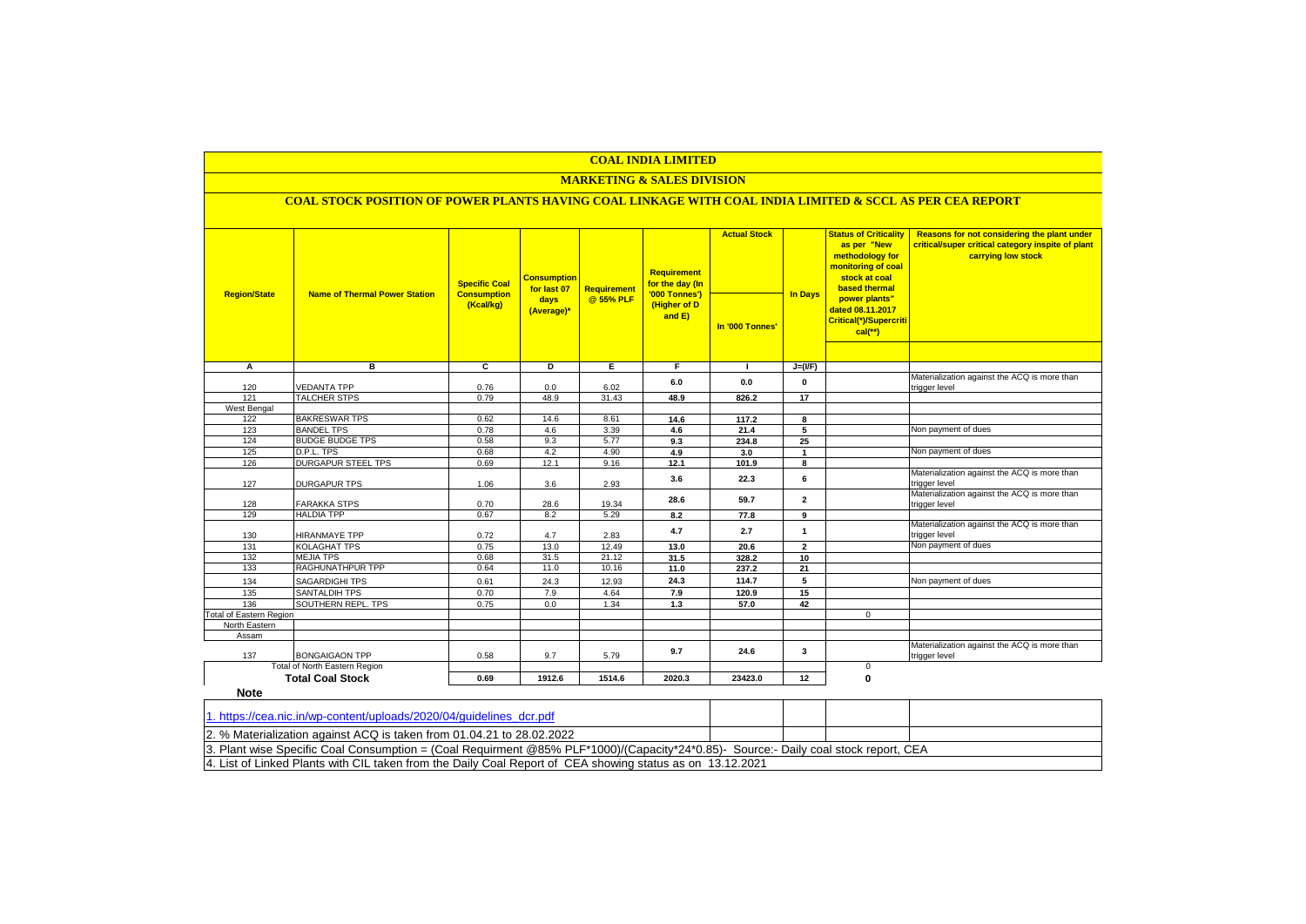# COAL INDIA LIMITED

## MARKETING & SALES DIVISION

### COAL STOCK POSITION OF POWER PLANTS HAVING COAL LINKAGE WITH COAL INDIA LIMITED & SCCL AS PER CEA REPORT

| Region/State | Name of Thermal Power Station | Specific Coal Consumption (Kcal/kg) | Consumption for last 07 days (Average)* | Requirement @ 55% PLF | Requirement for the day (In '000 Tonnes') (Higher of D and E) | Actual Stock In '000 Tonnes' | In Days | Status of Criticality as per "New methodology for monitoring of coal stock at coal based thermal power plants" dated 08.11.2017 Critical(*)/Supercritical(**) | Reasons for not considering the plant under critical/super critical category inspite of plant carrying low stock |
|---|---|---|---|---|---|---|---|---|---|
| A | B | C | D | E | F | I | J=(I/F) | | |
| 120 | VEDANTA TPP | 0.76 | 0.0 | 6.02 | 6.0 | 0.0 | 0 | | Materialization against the ACQ is more than trigger level |
| 121 | TALCHER STPS | 0.79 | 48.9 | 31.43 | 48.9 | 826.2 | 17 | | |
| West Bengal | | | | | | | | | |
| 122 | BAKRESWAR TPS | 0.62 | 14.6 | 8.61 | 14.6 | 117.2 | 8 | | |
| 123 | BANDEL TPS | 0.78 | 4.6 | 3.39 | 4.6 | 21.4 | 5 | | Non payment of dues |
| 124 | BUDGE BUDGE TPS | 0.58 | 9.3 | 5.77 | 9.3 | 234.8 | 25 | | |
| 125 | D.P.L. TPS | 0.68 | 4.2 | 4.90 | 4.9 | 3.0 | 1 | | Non payment of dues |
| 126 | DURGAPUR STEEL TPS | 0.69 | 12.1 | 9.16 | 12.1 | 101.9 | 8 | | |
| 127 | DURGAPUR TPS | 1.06 | 3.6 | 2.93 | 3.6 | 22.3 | 6 | | Materialization against the ACQ is more than trigger level |
| 128 | FARAKKA STPS | 0.70 | 28.6 | 19.34 | 28.6 | 59.7 | 2 | | Materialization against the ACQ is more than trigger level |
| 129 | HALDIA TPP | 0.67 | 8.2 | 5.29 | 8.2 | 77.8 | 9 | | |
| 130 | HIRANMAYE TPP | 0.72 | 4.7 | 2.83 | 4.7 | 2.7 | 1 | | Materialization against the ACQ is more than trigger level |
| 131 | KOLAGHAT TPS | 0.75 | 13.0 | 12.49 | 13.0 | 20.6 | 2 | | Non payment of dues |
| 132 | MEJIA TPS | 0.68 | 31.5 | 21.12 | 31.5 | 328.2 | 10 | | |
| 133 | RAGHUNATHPUR TPP | 0.64 | 11.0 | 10.16 | 11.0 | 237.2 | 21 | | |
| 134 | SAGARDIGHI TPS | 0.61 | 24.3 | 12.93 | 24.3 | 114.7 | 5 | | Non payment of dues |
| 135 | SANTALDIH TPS | 0.70 | 7.9 | 4.64 | 7.9 | 120.9 | 15 | | |
| 136 | SOUTHERN REPL. TPS | 0.75 | 0.0 | 1.34 | 1.3 | 57.0 | 42 | | |
| Total of Eastern Region | | | | | | | | 0 | |
| North Eastern | | | | | | | | | |
| Assam | | | | | | | | | |
| 137 | BONGAIGAON TPP | 0.58 | 9.7 | 5.79 | 9.7 | 24.6 | 3 | | Materialization against the ACQ is more than trigger level |
| Total of North Eastern Region | | | | | | | | 0 | |
| **Total Coal Stock** | | **0.69** | **1912.6** | **1514.6** | **2020.3** | **23423.0** | **12** | **0** | |

**Note**

1. https://cea.nic.in/wp-content/uploads/2020/04/guidelines_dcr.pdf
2. % Materialization against ACQ is taken from 01.04.21 to 28.02.2022
3. Plant wise Specific Coal Consumption = (Coal Requirment @85% PLF*1000)/(Capacity*24*0.85)- Source:- Daily coal stock report, CEA
4. List of Linked Plants with CIL taken from the Daily Coal Report of CEA showing status as on 13.12.2021